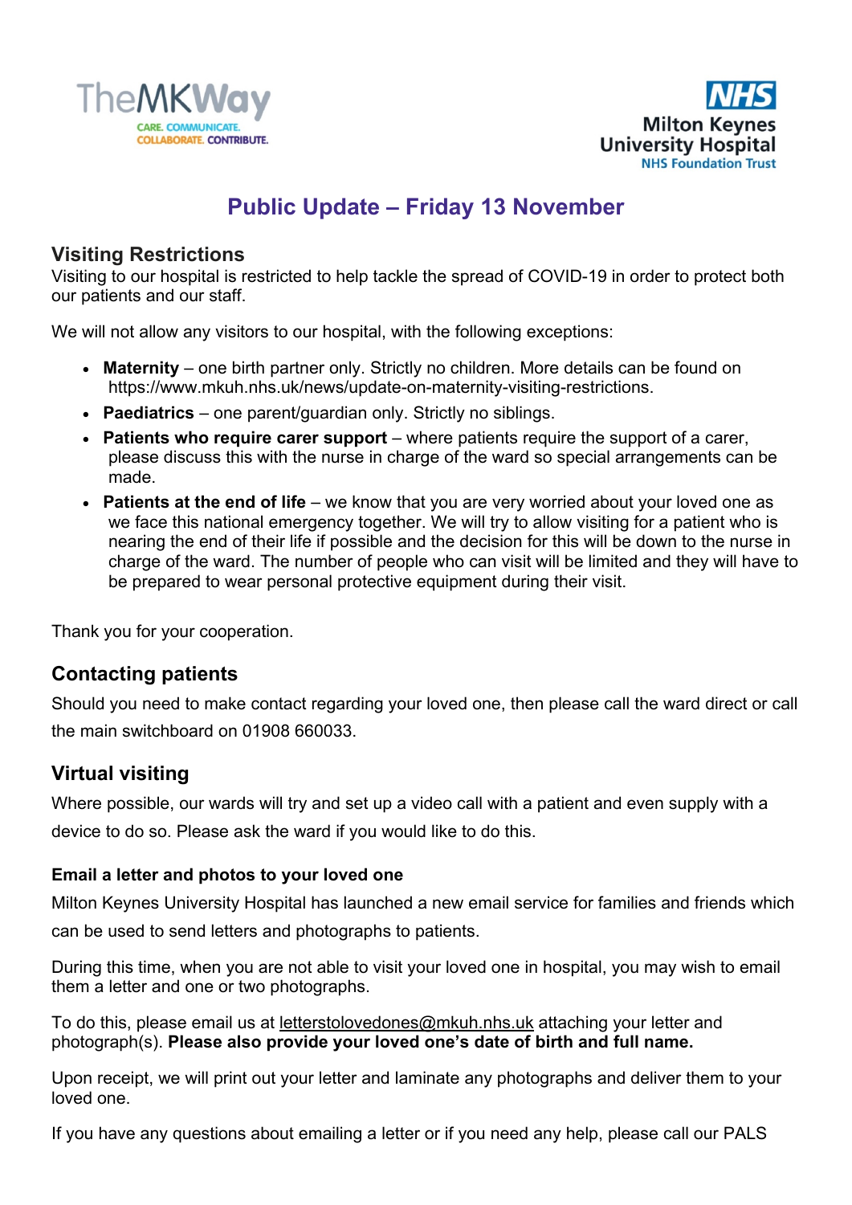TheMKWay

CARE. COMMUNICATE. COLLABORATE. CONTRIBUTE.

NHS Milton Keynes University Hospital NHS Foundation Trust

# Public Update – Friday 13 November

## Visiting Restrictions

Visiting to our hospital is restricted to help tackle the spread of COVID-19 in order to protect both our patients and our staff.

We will not allow any visitors to our hospital, with the following exceptions:

- **Maternity** – one birth partner only. Strictly no children. More details can be found on https://www.mkuh.nhs.uk/news/update-on-maternity-visiting-restrictions.
- **Paediatrics** – one parent/guardian only. Strictly no siblings.
- **Patients who require carer support** – where patients require the support of a carer, please discuss this with the nurse in charge of the ward so special arrangements can be made.
- **Patients at the end of life** – we know that you are very worried about your loved one as we face this national emergency together. We will try to allow visiting for a patient who is nearing the end of their life if possible and the decision for this will be down to the nurse in charge of the ward. The number of people who can visit will be limited and they will have to be prepared to wear personal protective equipment during their visit.

Thank you for your cooperation.

## Contacting patients

Should you need to make contact regarding your loved one, then please call the ward direct or call the main switchboard on 01908 660033.

## Virtual visiting

Where possible, our wards will try and set up a video call with a patient and even supply with a device to do so. Please ask the ward if you would like to do this.

### Email a letter and photos to your loved one

Milton Keynes University Hospital has launched a new email service for families and friends which can be used to send letters and photographs to patients.

During this time, when you are not able to visit your loved one in hospital, you may wish to email them a letter and one or two photographs.

To do this, please email us at letterstolovedones@mkuh.nhs.uk attaching your letter and photograph(s). **Please also provide your loved one's date of birth and full name.**

Upon receipt, we will print out your letter and laminate any photographs and deliver them to your loved one.

If you have any questions about emailing a letter or if you need any help, please call our PALS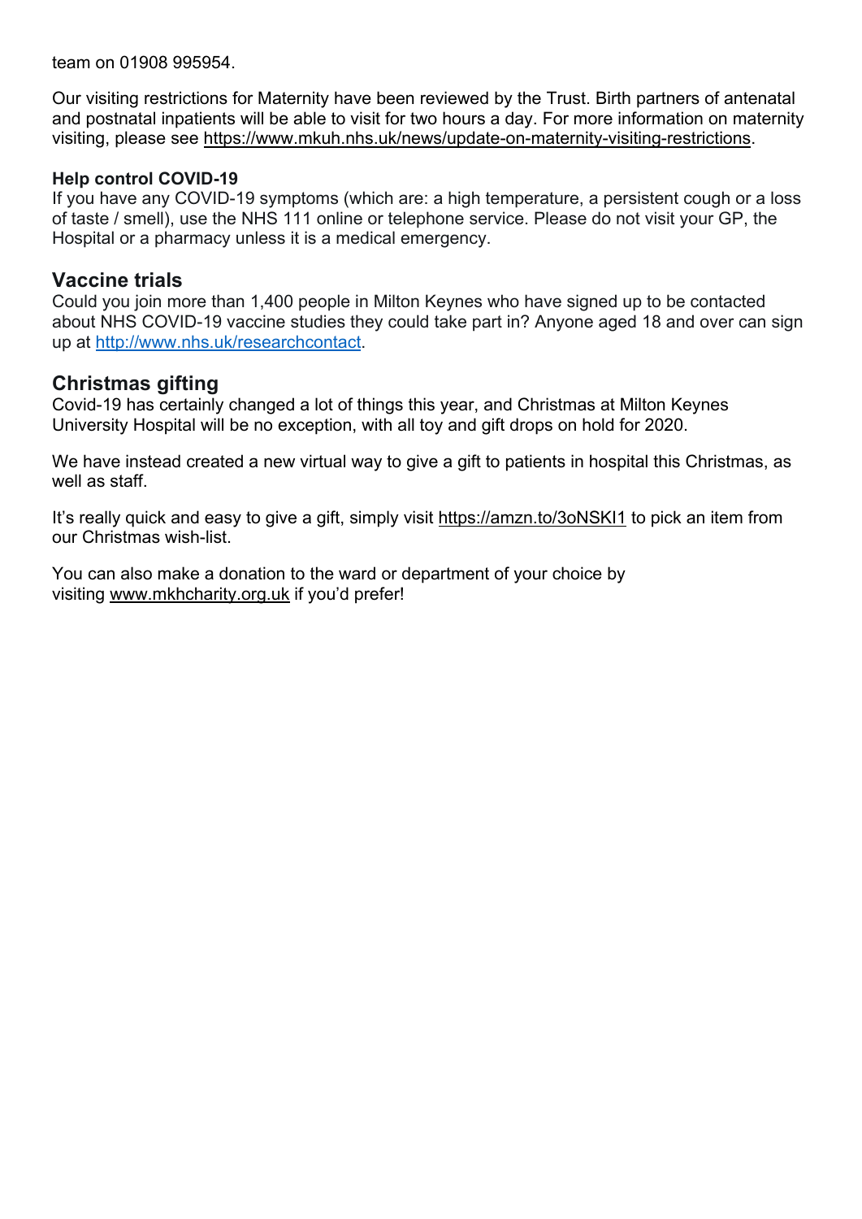team on 01908 995954.

Our visiting restrictions for Maternity have been reviewed by the Trust. Birth partners of antenatal and postnatal inpatients will be able to visit for two hours a day. For more information on maternity visiting, please see https://www.mkuh.nhs.uk/news/update-on-maternity-visiting-restrictions.

**Help control COVID-19**
If you have any COVID-19 symptoms (which are: a high temperature, a persistent cough or a loss of taste / smell), use the NHS 111 online or telephone service. Please do not visit your GP, the Hospital or a pharmacy unless it is a medical emergency.

## Vaccine trials

Could you join more than 1,400 people in Milton Keynes who have signed up to be contacted about NHS COVID-19 vaccine studies they could take part in? Anyone aged 18 and over can sign up at http://www.nhs.uk/researchcontact.

## Christmas gifting

Covid-19 has certainly changed a lot of things this year, and Christmas at Milton Keynes University Hospital will be no exception, with all toy and gift drops on hold for 2020.

We have instead created a new virtual way to give a gift to patients in hospital this Christmas, as well as staff.

It's really quick and easy to give a gift, simply visit https://amzn.to/3oNSKI1 to pick an item from our Christmas wish-list.

You can also make a donation to the ward or department of your choice by visiting www.mkhcharity.org.uk if you'd prefer!